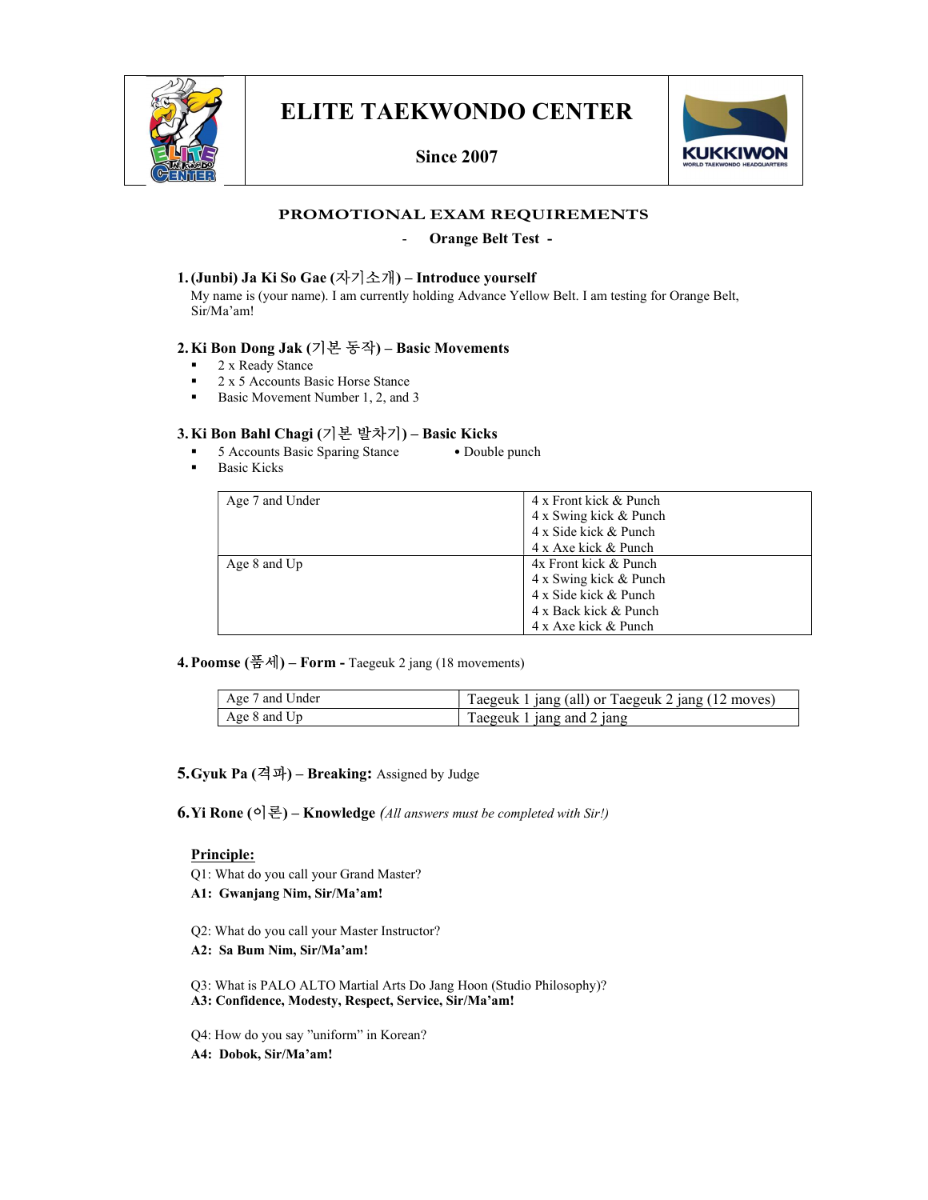# ELITE TAEKWONDO CENTER

**Since 2007**

## PROMOTIONAL EXAM REQUIREMENTS

**- Orange Belt Test -**

### 1. (Junbi) Ja Ki So Gae (자기소개) – Introduce yourself

My name is (your name). I am currently holding Advance Yellow Belt. I am testing for Orange Belt, Sir/Ma'am!

### 2. Ki Bon Dong Jak (기본 동작) – Basic Movements

- 2 x Ready Stance
- 2 x 5 Accounts Basic Horse Stance
- Basic Movement Number 1, 2, and 3

### 3. Ki Bon Bahl Chagi (기본 발차기) – Basic Kicks

- 5 Accounts Basic Sparing Stance
- Double punch
- Basic Kicks

| Age | Kicks |
|---|---|
| Age 7 and Under | 4 x Front kick & Punch<br>4 x Swing kick & Punch<br>4 x Side kick & Punch<br>4 x Axe kick & Punch |
| Age 8 and Up | 4x Front kick & Punch<br>4 x Swing kick & Punch<br>4 x Side kick & Punch<br>4 x Back kick & Punch<br>4 x Axe kick & Punch |

### 4. Poomse (품세) – Form - Taegeuk 2 jang (18 movements)

| Age | Form |
|---|---|
| Age 7 and Under | Taegeuk 1 jang (all) or Taegeuk 2 jang (12 moves) |
| Age 8 and Up | Taegeuk 1 jang and 2 jang |

### 5. Gyuk Pa (격파) – Breaking: Assigned by Judge

### 6. Yi Rone (이론) – Knowledge *(All answers must be completed with Sir!)*

**Principle:**

Q1: What do you call your Grand Master?
**A1: Gwanjang Nim, Sir/Ma'am!**

Q2: What do you call your Master Instructor?
**A2: Sa Bum Nim, Sir/Ma'am!**

Q3: What is PALO ALTO Martial Arts Do Jang Hoon (Studio Philosophy)?
**A3: Confidence, Modesty, Respect, Service, Sir/Ma'am!**

Q4: How do you say "uniform" in Korean?
**A4: Dobok, Sir/Ma'am!**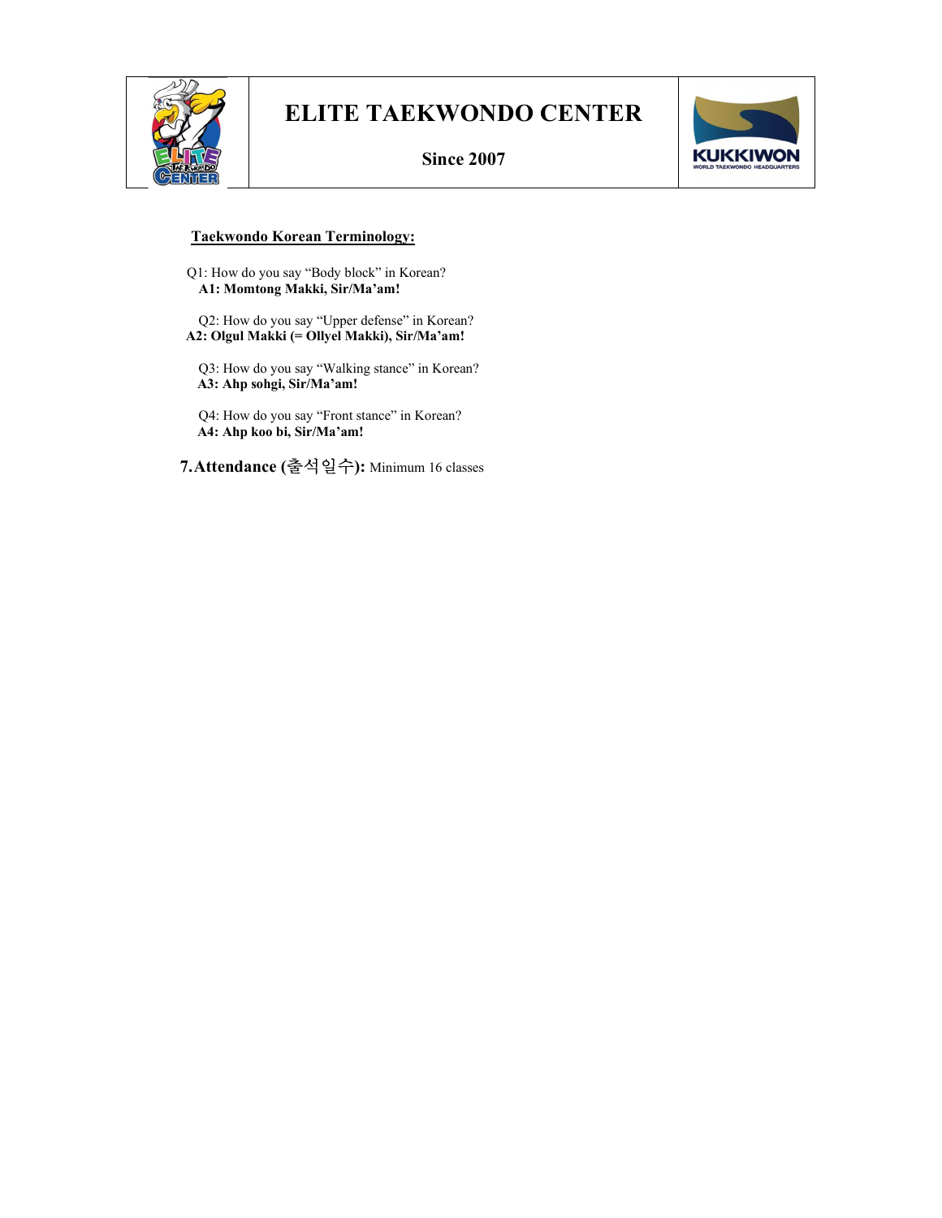**Taekwondo Korean Terminology:**

Q1: How do you say "Body block" in Korean?
**A1: Momtong Makki, Sir/Ma'am!**

Q2: How do you say "Upper defense" in Korean?
**A2: Olgul Makki (= Ollyel Makki), Sir/Ma'am!**

Q3: How do you say "Walking stance" in Korean?
**A3: Ahp sohgi, Sir/Ma'am!**

Q4: How do you say "Front stance" in Korean?
**A4: Ahp koo bi, Sir/Ma'am!**

**7.Attendance (출석일수):** Minimum 16 classes